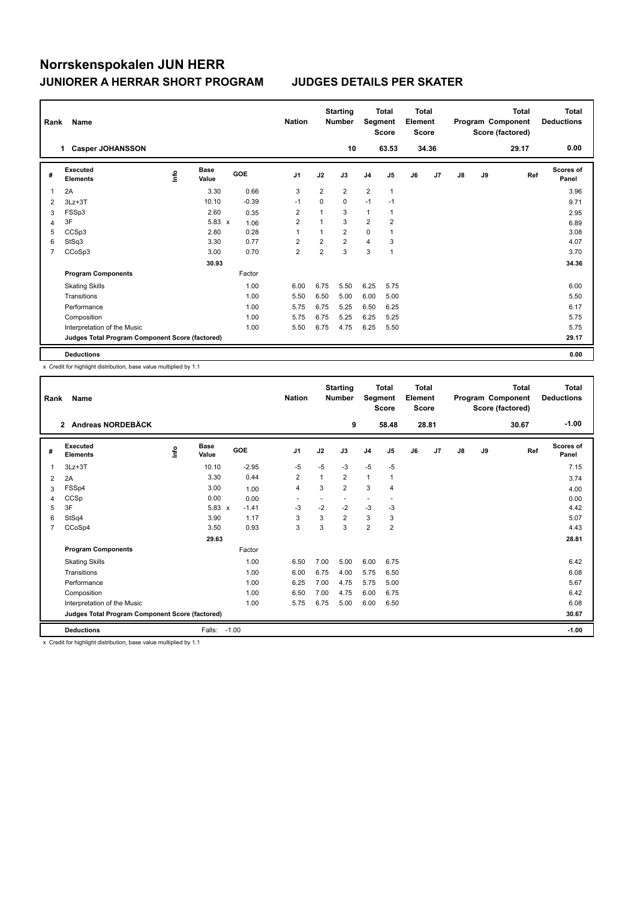# Norrskenspokalen JUN HERR

## JUNIORER A HERRAR SHORT PROGRAM — JUDGES DETAILS PER SKATER

| Rank | Name | Nation | Starting Number | Total Segment Score | Total Element Score | Total Program Component Score (factored) | Total Deductions |
|---|---|---|---|---|---|---|---|
| 1 | Casper JOHANSSON | | 10 | 63.53 | 34.36 | 29.17 | 0.00 |

| # | Executed Elements | Info | Base Value | GOE | J1 | J2 | J3 | J4 | J5 | J6 | J7 | J8 | J9 | Ref | Scores of Panel |
|---|---|---|---|---|---|---|---|---|---|---|---|---|---|---|---|
| 1 | 2A | | 3.30 | 0.66 | 3 | 2 | 2 | 2 | 1 | | | | | | 3.96 |
| 2 | 3Lz+3T | | 10.10 | -0.39 | -1 | 0 | 0 | -1 | -1 | | | | | | 9.71 |
| 3 | FSSp3 | | 2.60 | 0.35 | 2 | 1 | 3 | 1 | 1 | | | | | | 2.95 |
| 4 | 3F | | 5.83 x | 1.06 | 2 | 1 | 3 | 2 | 2 | | | | | | 6.89 |
| 5 | CCSp3 | | 2.80 | 0.28 | 1 | 1 | 2 | 0 | 1 | | | | | | 3.08 |
| 6 | StSq3 | | 3.30 | 0.77 | 2 | 2 | 2 | 4 | 3 | | | | | | 4.07 |
| 7 | CCoSp3 | | 3.00 | 0.70 | 2 | 2 | 3 | 3 | 1 | | | | | | 3.70 |
| | | | 30.93 | | | | | | | | | | | | 34.36 |
| | **Program Components** | | | Factor | | | | | | | | | | | |
| | Skating Skills | | | 1.00 | 6.00 | 6.75 | 5.50 | 6.25 | 5.75 | | | | | | 6.00 |
| | Transitions | | | 1.00 | 5.50 | 6.50 | 5.00 | 6.00 | 5.00 | | | | | | 5.50 |
| | Performance | | | 1.00 | 5.75 | 6.75 | 5.25 | 6.50 | 6.25 | | | | | | 6.17 |
| | Composition | | | 1.00 | 5.75 | 6.75 | 5.25 | 6.25 | 5.25 | | | | | | 5.75 |
| | Interpretation of the Music | | | 1.00 | 5.50 | 6.75 | 4.75 | 6.25 | 5.50 | | | | | | 5.75 |
| | **Judges Total Program Component Score (factored)** | | | | | | | | | | | | | | 29.17 |
| | **Deductions** | | | | | | | | | | | | | | 0.00 |

x Credit for highlight distribution, base value multiplied by 1.1

| Rank | Name | Nation | Starting Number | Total Segment Score | Total Element Score | Total Program Component Score (factored) | Total Deductions |
|---|---|---|---|---|---|---|---|
| 2 | Andreas NORDEBÄCK | | 9 | 58.48 | 28.81 | 30.67 | -1.00 |

| # | Executed Elements | Info | Base Value | GOE | J1 | J2 | J3 | J4 | J5 | J6 | J7 | J8 | J9 | Ref | Scores of Panel |
|---|---|---|---|---|---|---|---|---|---|---|---|---|---|---|---|
| 1 | 3Lz+3T | | 10.10 | -2.95 | -5 | -5 | -3 | -5 | -5 | | | | | | 7.15 |
| 2 | 2A | | 3.30 | 0.44 | 2 | 1 | 2 | 1 | 1 | | | | | | 3.74 |
| 3 | FSSp4 | | 3.00 | 1.00 | 4 | 3 | 2 | 3 | 4 | | | | | | 4.00 |
| 4 | CCSp | | 0.00 | 0.00 | - | - | - | - | - | | | | | | 0.00 |
| 5 | 3F | | 5.83 x | -1.41 | -3 | -2 | -2 | -3 | -3 | | | | | | 4.42 |
| 6 | StSq4 | | 3.90 | 1.17 | 3 | 3 | 2 | 3 | 3 | | | | | | 5.07 |
| 7 | CCoSp4 | | 3.50 | 0.93 | 3 | 3 | 3 | 2 | 2 | | | | | | 4.43 |
| | | | 29.63 | | | | | | | | | | | | 28.81 |
| | **Program Components** | | | Factor | | | | | | | | | | | |
| | Skating Skills | | | 1.00 | 6.50 | 7.00 | 5.00 | 6.00 | 6.75 | | | | | | 6.42 |
| | Transitions | | | 1.00 | 6.00 | 6.75 | 4.00 | 5.75 | 6.50 | | | | | | 6.08 |
| | Performance | | | 1.00 | 6.25 | 7.00 | 4.75 | 5.75 | 5.00 | | | | | | 5.67 |
| | Composition | | | 1.00 | 6.50 | 7.00 | 4.75 | 6.00 | 6.75 | | | | | | 6.42 |
| | Interpretation of the Music | | | 1.00 | 5.75 | 6.75 | 5.00 | 6.00 | 6.50 | | | | | | 6.08 |
| | **Judges Total Program Component Score (factored)** | | | | | | | | | | | | | | 30.67 |
| | **Deductions** | | Falls: -1.00 | | | | | | | | | | | | -1.00 |

x Credit for highlight distribution, base value multiplied by 1.1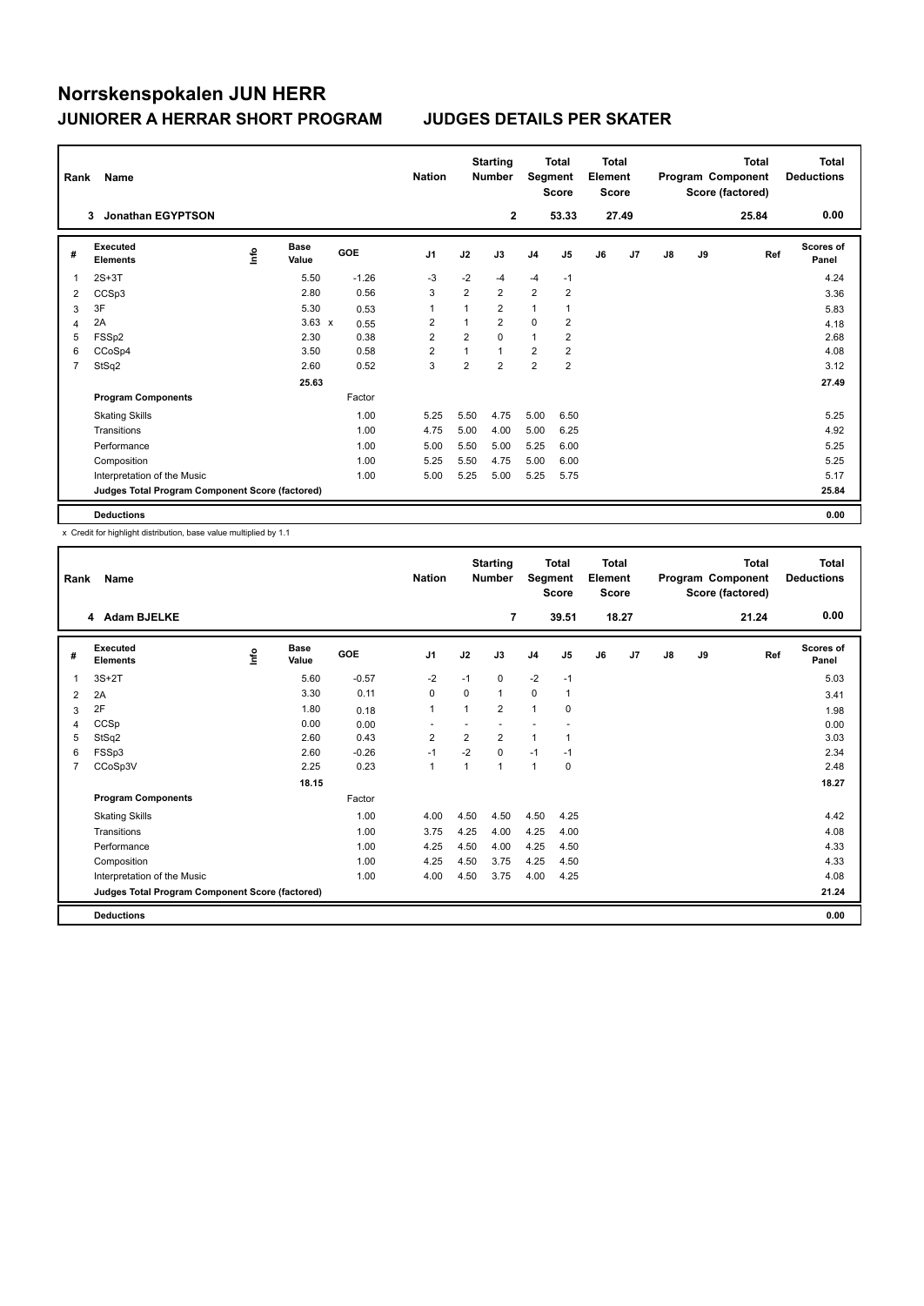# Norrskenspokalen JUN HERR

## JUNIORER A HERRAR SHORT PROGRAM — JUDGES DETAILS PER SKATER

| Rank | Name | Nation | Starting Number | Total Segment Score | Total Element Score | Total Program Component Score (factored) | Total Deductions |
|---|---|---|---|---|---|---|---|
| 3 | Jonathan EGYPTSON | | 2 | 53.33 | 27.49 | 25.84 | 0.00 |

| # | Executed Elements | Info | Base Value | | GOE | J1 | J2 | J3 | J4 | J5 | J6 | J7 | J8 | J9 | Ref | Scores of Panel |
|---|---|---|---|---|---|---|---|---|---|---|---|---|---|---|---|---|
| 1 | 2S+3T | | 5.50 | | -1.26 | -3 | -2 | -4 | -4 | -1 | | | | | | 4.24 |
| 2 | CCSp3 | | 2.80 | | 0.56 | 3 | 2 | 2 | 2 | 2 | | | | | | 3.36 |
| 3 | 3F | | 5.30 | | 0.53 | 1 | 1 | 2 | 1 | 1 | | | | | | 5.83 |
| 4 | 2A | | 3.63 | x | 0.55 | 2 | 1 | 2 | 0 | 2 | | | | | | 4.18 |
| 5 | FSSp2 | | 2.30 | | 0.38 | 2 | 2 | 0 | 1 | 2 | | | | | | 2.68 |
| 6 | CCoSp4 | | 3.50 | | 0.58 | 2 | 1 | 1 | 2 | 2 | | | | | | 4.08 |
| 7 | StSq2 | | 2.60 | | 0.52 | 3 | 2 | 2 | 2 | 2 | | | | | | 3.12 |
| | | | 25.63 | | | | | | | | | | | | | 27.49 |
| | **Program Components** | | | | Factor | | | | | | | | | | | |
| | Skating Skills | | | | 1.00 | 5.25 | 5.50 | 4.75 | 5.00 | 6.50 | | | | | | 5.25 |
| | Transitions | | | | 1.00 | 4.75 | 5.00 | 4.00 | 5.00 | 6.25 | | | | | | 4.92 |
| | Performance | | | | 1.00 | 5.00 | 5.50 | 5.00 | 5.25 | 6.00 | | | | | | 5.25 |
| | Composition | | | | 1.00 | 5.25 | 5.50 | 4.75 | 5.00 | 6.00 | | | | | | 5.25 |
| | Interpretation of the Music | | | | 1.00 | 5.00 | 5.25 | 5.00 | 5.25 | 5.75 | | | | | | 5.17 |
| | **Judges Total Program Component Score (factored)** | | | | | | | | | | | | | | | 25.84 |
| | **Deductions** | | | | | | | | | | | | | | | 0.00 |

x Credit for highlight distribution, base value multiplied by 1.1

| Rank | Name | Nation | Starting Number | Total Segment Score | Total Element Score | Total Program Component Score (factored) | Total Deductions |
|---|---|---|---|---|---|---|---|
| 4 | Adam BJELKE | | 7 | 39.51 | 18.27 | 21.24 | 0.00 |

| # | Executed Elements | Info | Base Value | GOE | J1 | J2 | J3 | J4 | J5 | J6 | J7 | J8 | J9 | Ref | Scores of Panel |
|---|---|---|---|---|---|---|---|---|---|---|---|---|---|---|---|
| 1 | 3S+2T | | 5.60 | -0.57 | -2 | -1 | 0 | -2 | -1 | | | | | | 5.03 |
| 2 | 2A | | 3.30 | 0.11 | 0 | 0 | 1 | 0 | 1 | | | | | | 3.41 |
| 3 | 2F | | 1.80 | 0.18 | 1 | 1 | 2 | 1 | 0 | | | | | | 1.98 |
| 4 | CCSp | | 0.00 | 0.00 | - | - | - | - | - | | | | | | 0.00 |
| 5 | StSq2 | | 2.60 | 0.43 | 2 | 2 | 2 | 1 | 1 | | | | | | 3.03 |
| 6 | FSSp3 | | 2.60 | -0.26 | -1 | -2 | 0 | -1 | -1 | | | | | | 2.34 |
| 7 | CCoSp3V | | 2.25 | 0.23 | 1 | 1 | 1 | 1 | 0 | | | | | | 2.48 |
| | | | 18.15 | | | | | | | | | | | | 18.27 |
| | **Program Components** | | | Factor | | | | | | | | | | | |
| | Skating Skills | | | 1.00 | 4.00 | 4.50 | 4.50 | 4.50 | 4.25 | | | | | | 4.42 |
| | Transitions | | | 1.00 | 3.75 | 4.25 | 4.00 | 4.25 | 4.00 | | | | | | 4.08 |
| | Performance | | | 1.00 | 4.25 | 4.50 | 4.00 | 4.25 | 4.50 | | | | | | 4.33 |
| | Composition | | | 1.00 | 4.25 | 4.50 | 3.75 | 4.25 | 4.50 | | | | | | 4.33 |
| | Interpretation of the Music | | | 1.00 | 4.00 | 4.50 | 3.75 | 4.00 | 4.25 | | | | | | 4.08 |
| | **Judges Total Program Component Score (factored)** | | | | | | | | | | | | | | 21.24 |
| | **Deductions** | | | | | | | | | | | | | | 0.00 |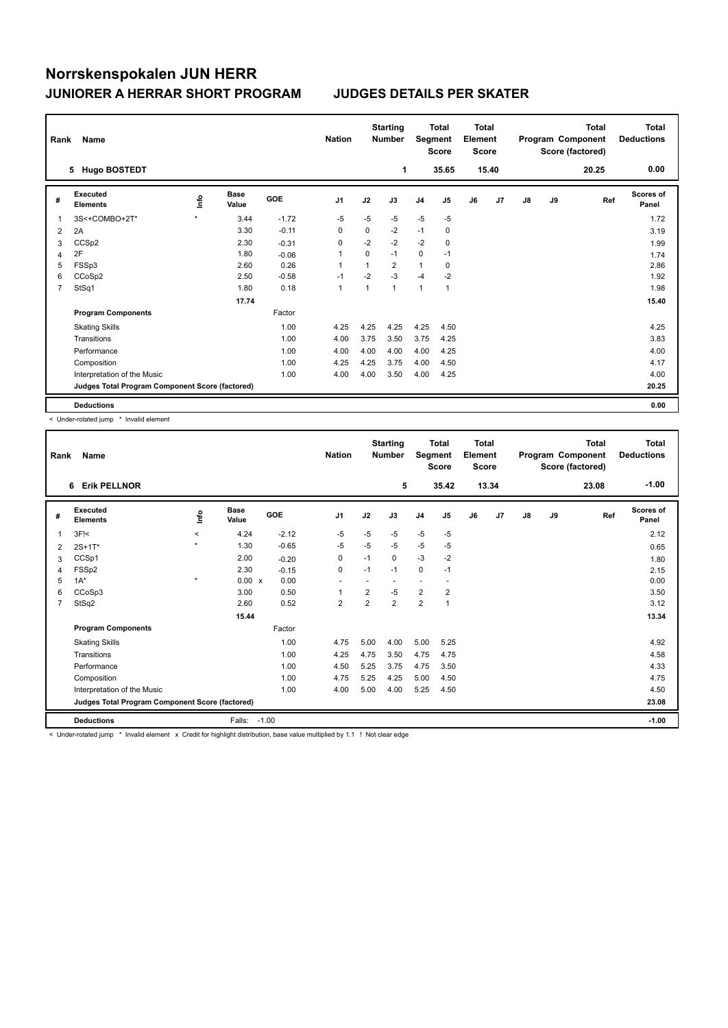# Norrskenspokalen JUN HERR

## JUNIORER A HERRAR SHORT PROGRAM — JUDGES DETAILS PER SKATER

| Rank | Name | Nation | Starting Number | Total Segment Score | Total Element Score | Total Program Component Score (factored) | Total Deductions |
|---|---|---|---|---|---|---|---|
| 5 | Hugo BOSTEDT | | 1 | 35.65 | 15.40 | 20.25 | 0.00 |

| # | Executed Elements | Info | Base Value | GOE | J1 | J2 | J3 | J4 | J5 | J6 | J7 | J8 | J9 | Ref | Scores of Panel |
|---|---|---|---|---|---|---|---|---|---|---|---|---|---|---|---|
| 1 | 3S<+COMBO+2T* | * | 3.44 | -1.72 | -5 | -5 | -5 | -5 | -5 | | | | | | 1.72 |
| 2 | 2A | | 3.30 | -0.11 | 0 | 0 | -2 | -1 | 0 | | | | | | 3.19 |
| 3 | CCSp2 | | 2.30 | -0.31 | 0 | -2 | -2 | -2 | 0 | | | | | | 1.99 |
| 4 | 2F | | 1.80 | -0.06 | 1 | 0 | -1 | 0 | -1 | | | | | | 1.74 |
| 5 | FSSp3 | | 2.60 | 0.26 | 1 | 1 | 2 | 1 | 0 | | | | | | 2.86 |
| 6 | CCoSp2 | | 2.50 | -0.58 | -1 | -2 | -3 | -4 | -2 | | | | | | 1.92 |
| 7 | StSq1 | | 1.80 | 0.18 | 1 | 1 | 1 | 1 | 1 | | | | | | 1.98 |
| | | | 17.74 | | | | | | | | | | | | 15.40 |
| | **Program Components** | | | Factor | | | | | | | | | | | |
| | Skating Skills | | | 1.00 | 4.25 | 4.25 | 4.25 | 4.25 | 4.50 | | | | | | 4.25 |
| | Transitions | | | 1.00 | 4.00 | 3.75 | 3.50 | 3.75 | 4.25 | | | | | | 3.83 |
| | Performance | | | 1.00 | 4.00 | 4.00 | 4.00 | 4.00 | 4.25 | | | | | | 4.00 |
| | Composition | | | 1.00 | 4.25 | 4.25 | 3.75 | 4.00 | 4.50 | | | | | | 4.17 |
| | Interpretation of the Music | | | 1.00 | 4.00 | 4.00 | 3.50 | 4.00 | 4.25 | | | | | | 4.00 |
| | **Judges Total Program Component Score (factored)** | | | | | | | | | | | | | | 20.25 |
| | **Deductions** | | | | | | | | | | | | | | 0.00 |

< Under-rotated jump * Invalid element

| Rank | Name | Nation | Starting Number | Total Segment Score | Total Element Score | Total Program Component Score (factored) | Total Deductions |
|---|---|---|---|---|---|---|---|
| 6 | Erik PELLNOR | | 5 | 35.42 | 13.34 | 23.08 | -1.00 |

| # | Executed Elements | Info | Base Value | GOE | J1 | J2 | J3 | J4 | J5 | J6 | J7 | J8 | J9 | Ref | Scores of Panel |
|---|---|---|---|---|---|---|---|---|---|---|---|---|---|---|---|
| 1 | 3F!< | < | 4.24 | -2.12 | -5 | -5 | -5 | -5 | -5 | | | | | | 2.12 |
| 2 | 2S+1T* | * | 1.30 | -0.65 | -5 | -5 | -5 | -5 | -5 | | | | | | 0.65 |
| 3 | CCSp1 | | 2.00 | -0.20 | 0 | -1 | 0 | -3 | -2 | | | | | | 1.80 |
| 4 | FSSp2 | | 2.30 | -0.15 | 0 | -1 | -1 | 0 | -1 | | | | | | 2.15 |
| 5 | 1A* | * | 0.00 x | 0.00 | - | - | - | - | - | | | | | | 0.00 |
| 6 | CCoSp3 | | 3.00 | 0.50 | 1 | 2 | -5 | 2 | 2 | | | | | | 3.50 |
| 7 | StSq2 | | 2.60 | 0.52 | 2 | 2 | 2 | 2 | 1 | | | | | | 3.12 |
| | | | 15.44 | | | | | | | | | | | | 13.34 |
| | **Program Components** | | | Factor | | | | | | | | | | | |
| | Skating Skills | | | 1.00 | 4.75 | 5.00 | 4.00 | 5.00 | 5.25 | | | | | | 4.92 |
| | Transitions | | | 1.00 | 4.25 | 4.75 | 3.50 | 4.75 | 4.75 | | | | | | 4.58 |
| | Performance | | | 1.00 | 4.50 | 5.25 | 3.75 | 4.75 | 3.50 | | | | | | 4.33 |
| | Composition | | | 1.00 | 4.75 | 5.25 | 4.25 | 5.00 | 4.50 | | | | | | 4.75 |
| | Interpretation of the Music | | | 1.00 | 4.00 | 5.00 | 4.00 | 5.25 | 4.50 | | | | | | 4.50 |
| | **Judges Total Program Component Score (factored)** | | | | | | | | | | | | | | 23.08 |
| | **Deductions** | | Falls: -1.00 | | | | | | | | | | | | -1.00 |

< Under-rotated jump * Invalid element x Credit for highlight distribution, base value multiplied by 1.1 ! Not clear edge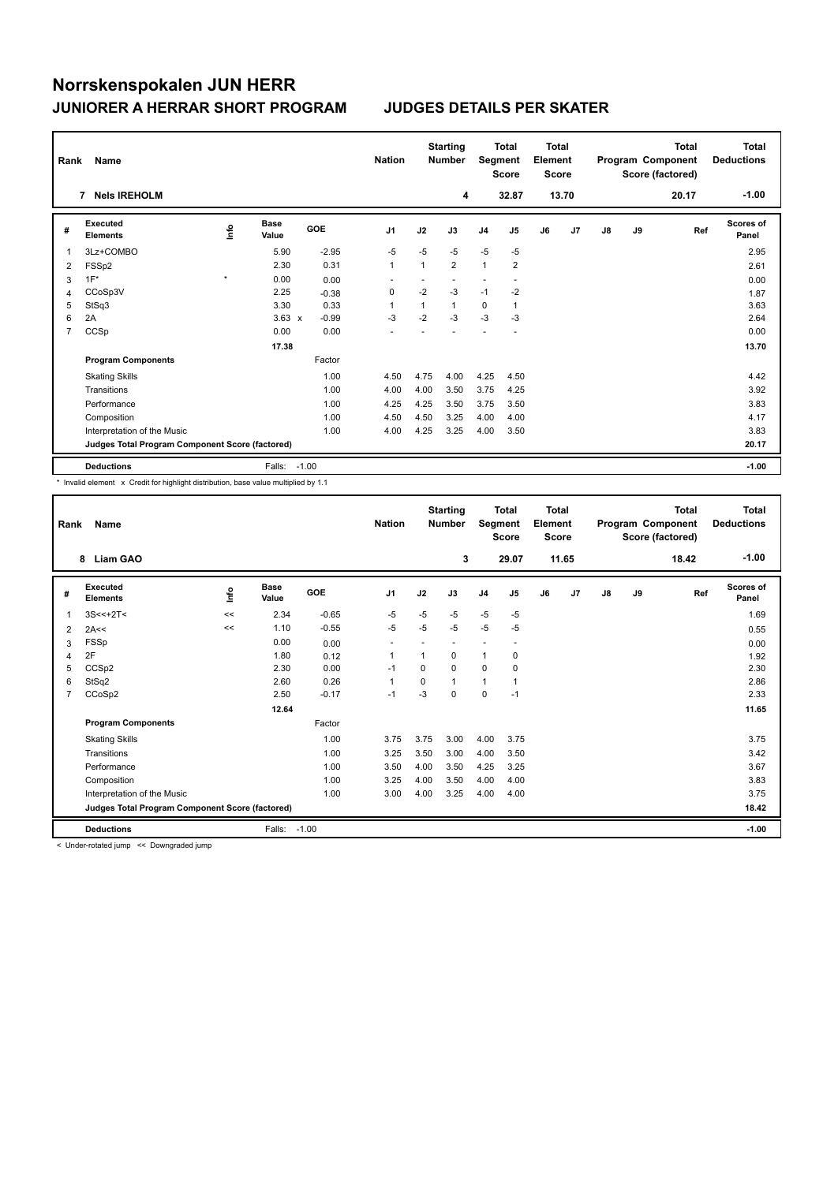# Norrskenspokalen JUN HERR

## JUNIORER A HERRAR SHORT PROGRAM JUDGES DETAILS PER SKATER

| Rank | Name | Nation | Starting Number | Total Segment Score | Total Element Score | Total Program Component Score (factored) | Total Deductions |
|---|---|---|---|---|---|---|---|
| 7 | Nels IREHOLM | | 4 | 32.87 | 13.70 | 20.17 | -1.00 |

| # | Executed Elements | Info | Base Value | | GOE | J1 | J2 | J3 | J4 | J5 | J6 | J7 | J8 | J9 | Ref | Scores of Panel |
|---|---|---|---|---|---|---|---|---|---|---|---|---|---|---|---|---|
| 1 | 3Lz+COMBO | | 5.90 | | -2.95 | -5 | -5 | -5 | -5 | -5 | | | | | | 2.95 |
| 2 | FSSp2 | | 2.30 | | 0.31 | 1 | 1 | 2 | 1 | 2 | | | | | | 2.61 |
| 3 | 1F* | * | 0.00 | | 0.00 | - | - | - | - | - | | | | | | 0.00 |
| 4 | CCoSp3V | | 2.25 | | -0.38 | 0 | -2 | -3 | -1 | -2 | | | | | | 1.87 |
| 5 | StSq3 | | 3.30 | | 0.33 | 1 | 1 | 1 | 0 | 1 | | | | | | 3.63 |
| 6 | 2A | | 3.63 | x | -0.99 | -3 | -2 | -3 | -3 | -3 | | | | | | 2.64 |
| 7 | CCSp | | 0.00 | | 0.00 | - | - | - | - | - | | | | | | 0.00 |
| | | | 17.38 | | | | | | | | | | | | | 13.70 |
| | **Program Components** | | | | Factor | | | | | | | | | | | |
| | Skating Skills | | | | 1.00 | 4.50 | 4.75 | 4.00 | 4.25 | 4.50 | | | | | | 4.42 |
| | Transitions | | | | 1.00 | 4.00 | 4.00 | 3.50 | 3.75 | 4.25 | | | | | | 3.92 |
| | Performance | | | | 1.00 | 4.25 | 4.25 | 3.50 | 3.75 | 3.50 | | | | | | 3.83 |
| | Composition | | | | 1.00 | 4.50 | 4.50 | 3.25 | 4.00 | 4.00 | | | | | | 4.17 |
| | Interpretation of the Music | | | | 1.00 | 4.00 | 4.25 | 3.25 | 4.00 | 3.50 | | | | | | 3.83 |
| | **Judges Total Program Component Score (factored)** | | | | | | | | | | | | | | | 20.17 |
| | **Deductions** | | Falls: | | -1.00 | | | | | | | | | | | -1.00 |

\* Invalid element x Credit for highlight distribution, base value multiplied by 1.1

| Rank | Name | Nation | Starting Number | Total Segment Score | Total Element Score | Total Program Component Score (factored) | Total Deductions |
|---|---|---|---|---|---|---|---|
| 8 | Liam GAO | | 3 | 29.07 | 11.65 | 18.42 | -1.00 |

| # | Executed Elements | Info | Base Value | GOE | J1 | J2 | J3 | J4 | J5 | J6 | J7 | J8 | J9 | Ref | Scores of Panel |
|---|---|---|---|---|---|---|---|---|---|---|---|---|---|---|---|
| 1 | 3S<<+2T< | << | 2.34 | -0.65 | -5 | -5 | -5 | -5 | -5 | | | | | | 1.69 |
| 2 | 2A<< | << | 1.10 | -0.55 | -5 | -5 | -5 | -5 | -5 | | | | | | 0.55 |
| 3 | FSSp | | 0.00 | 0.00 | - | - | - | - | - | | | | | | 0.00 |
| 4 | 2F | | 1.80 | 0.12 | 1 | 1 | 0 | 1 | 0 | | | | | | 1.92 |
| 5 | CCSp2 | | 2.30 | 0.00 | -1 | 0 | 0 | 0 | 0 | | | | | | 2.30 |
| 6 | StSq2 | | 2.60 | 0.26 | 1 | 0 | 1 | 1 | 1 | | | | | | 2.86 |
| 7 | CCoSp2 | | 2.50 | -0.17 | -1 | -3 | 0 | 0 | -1 | | | | | | 2.33 |
| | | | 12.64 | | | | | | | | | | | | 11.65 |
| | **Program Components** | | | Factor | | | | | | | | | | | |
| | Skating Skills | | | 1.00 | 3.75 | 3.75 | 3.00 | 4.00 | 3.75 | | | | | | 3.75 |
| | Transitions | | | 1.00 | 3.25 | 3.50 | 3.00 | 4.00 | 3.50 | | | | | | 3.42 |
| | Performance | | | 1.00 | 3.50 | 4.00 | 3.50 | 4.25 | 3.25 | | | | | | 3.67 |
| | Composition | | | 1.00 | 3.25 | 4.00 | 3.50 | 4.00 | 4.00 | | | | | | 3.83 |
| | Interpretation of the Music | | | 1.00 | 3.00 | 4.00 | 3.25 | 4.00 | 4.00 | | | | | | 3.75 |
| | **Judges Total Program Component Score (factored)** | | | | | | | | | | | | | | 18.42 |
| | **Deductions** | | Falls: | -1.00 | | | | | | | | | | | -1.00 |

< Under-rotated jump << Downgraded jump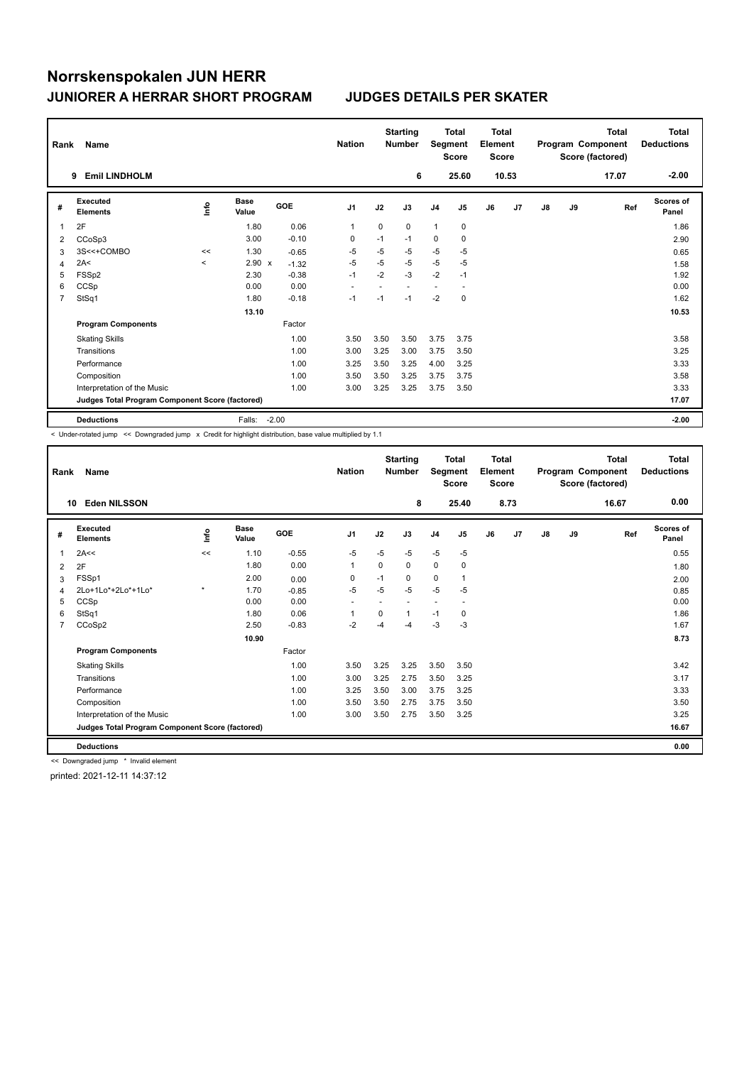# Norrskenspokalen JUN HERR

## JUNIORER A HERRAR SHORT PROGRAM — JUDGES DETAILS PER SKATER

| Rank | Name | Nation | Starting Number | Total Segment Score | Total Element Score | Total Program Component Score (factored) | Total Deductions |
|---|---|---|---|---|---|---|---|
| 9 | Emil LINDHOLM | | 6 | 25.60 | 10.53 | 17.07 | -2.00 |

| # | Executed Elements | Info | Base Value | | GOE | J1 | J2 | J3 | J4 | J5 | J6 | J7 | J8 | J9 | Ref | Scores of Panel |
|---|---|---|---|---|---|---|---|---|---|---|---|---|---|---|---|---|
| 1 | 2F | | 1.80 | | 0.06 | 1 | 0 | 0 | 1 | 0 | | | | | | 1.86 |
| 2 | CCoSp3 | | 3.00 | | -0.10 | 0 | -1 | -1 | 0 | 0 | | | | | | 2.90 |
| 3 | 3S<<+COMBO | << | 1.30 | | -0.65 | -5 | -5 | -5 | -5 | -5 | | | | | | 0.65 |
| 4 | 2A< | < | 2.90 | x | -1.32 | -5 | -5 | -5 | -5 | -5 | | | | | | 1.58 |
| 5 | FSSp2 | | 2.30 | | -0.38 | -1 | -2 | -3 | -2 | -1 | | | | | | 1.92 |
| 6 | CCSp | | 0.00 | | 0.00 | - | - | - | - | - | | | | | | 0.00 |
| 7 | StSq1 | | 1.80 | | -0.18 | -1 | -1 | -1 | -2 | 0 | | | | | | 1.62 |
| | | | 13.10 | | | | | | | | | | | | | 10.53 |
| | **Program Components** | | | | Factor | | | | | | | | | | | |
| | Skating Skills | | | | 1.00 | 3.50 | 3.50 | 3.50 | 3.75 | 3.75 | | | | | | 3.58 |
| | Transitions | | | | 1.00 | 3.00 | 3.25 | 3.00 | 3.75 | 3.50 | | | | | | 3.25 |
| | Performance | | | | 1.00 | 3.25 | 3.50 | 3.25 | 4.00 | 3.25 | | | | | | 3.33 |
| | Composition | | | | 1.00 | 3.50 | 3.50 | 3.25 | 3.75 | 3.75 | | | | | | 3.58 |
| | Interpretation of the Music | | | | 1.00 | 3.00 | 3.25 | 3.25 | 3.75 | 3.50 | | | | | | 3.33 |
| | **Judges Total Program Component Score (factored)** | | | | | | | | | | | | | | | 17.07 |
| | **Deductions** | | Falls: | | -2.00 | | | | | | | | | | | -2.00 |

< Under-rotated jump << Downgraded jump x Credit for highlight distribution, base value multiplied by 1.1

| Rank | Name | Nation | Starting Number | Total Segment Score | Total Element Score | Total Program Component Score (factored) | Total Deductions |
|---|---|---|---|---|---|---|---|
| 10 | Eden NILSSON | | 8 | 25.40 | 8.73 | 16.67 | 0.00 |

| # | Executed Elements | Info | Base Value | GOE | J1 | J2 | J3 | J4 | J5 | J6 | J7 | J8 | J9 | Ref | Scores of Panel |
|---|---|---|---|---|---|---|---|---|---|---|---|---|---|---|---|
| 1 | 2A<< | << | 1.10 | -0.55 | -5 | -5 | -5 | -5 | -5 | | | | | | 0.55 |
| 2 | 2F | | 1.80 | 0.00 | 1 | 0 | 0 | 0 | 0 | | | | | | 1.80 |
| 3 | FSSp1 | | 2.00 | 0.00 | 0 | -1 | 0 | 0 | 1 | | | | | | 2.00 |
| 4 | 2Lo+1Lo*+2Lo*+1Lo* | * | 1.70 | -0.85 | -5 | -5 | -5 | -5 | -5 | | | | | | 0.85 |
| 5 | CCSp | | 0.00 | 0.00 | - | - | - | - | - | | | | | | 0.00 |
| 6 | StSq1 | | 1.80 | 0.06 | 1 | 0 | 1 | -1 | 0 | | | | | | 1.86 |
| 7 | CCoSp2 | | 2.50 | -0.83 | -2 | -4 | -4 | -3 | -3 | | | | | | 1.67 |
| | | | 10.90 | | | | | | | | | | | | 8.73 |
| | **Program Components** | | | Factor | | | | | | | | | | | |
| | Skating Skills | | | 1.00 | 3.50 | 3.25 | 3.25 | 3.50 | 3.50 | | | | | | 3.42 |
| | Transitions | | | 1.00 | 3.00 | 3.25 | 2.75 | 3.50 | 3.25 | | | | | | 3.17 |
| | Performance | | | 1.00 | 3.25 | 3.50 | 3.00 | 3.75 | 3.25 | | | | | | 3.33 |
| | Composition | | | 1.00 | 3.50 | 3.50 | 2.75 | 3.75 | 3.50 | | | | | | 3.50 |
| | Interpretation of the Music | | | 1.00 | 3.00 | 3.50 | 2.75 | 3.50 | 3.25 | | | | | | 3.25 |
| | **Judges Total Program Component Score (factored)** | | | | | | | | | | | | | | 16.67 |
| | **Deductions** | | | | | | | | | | | | | | 0.00 |

<< Downgraded jump * Invalid element

printed: 2021-12-11 14:37:12